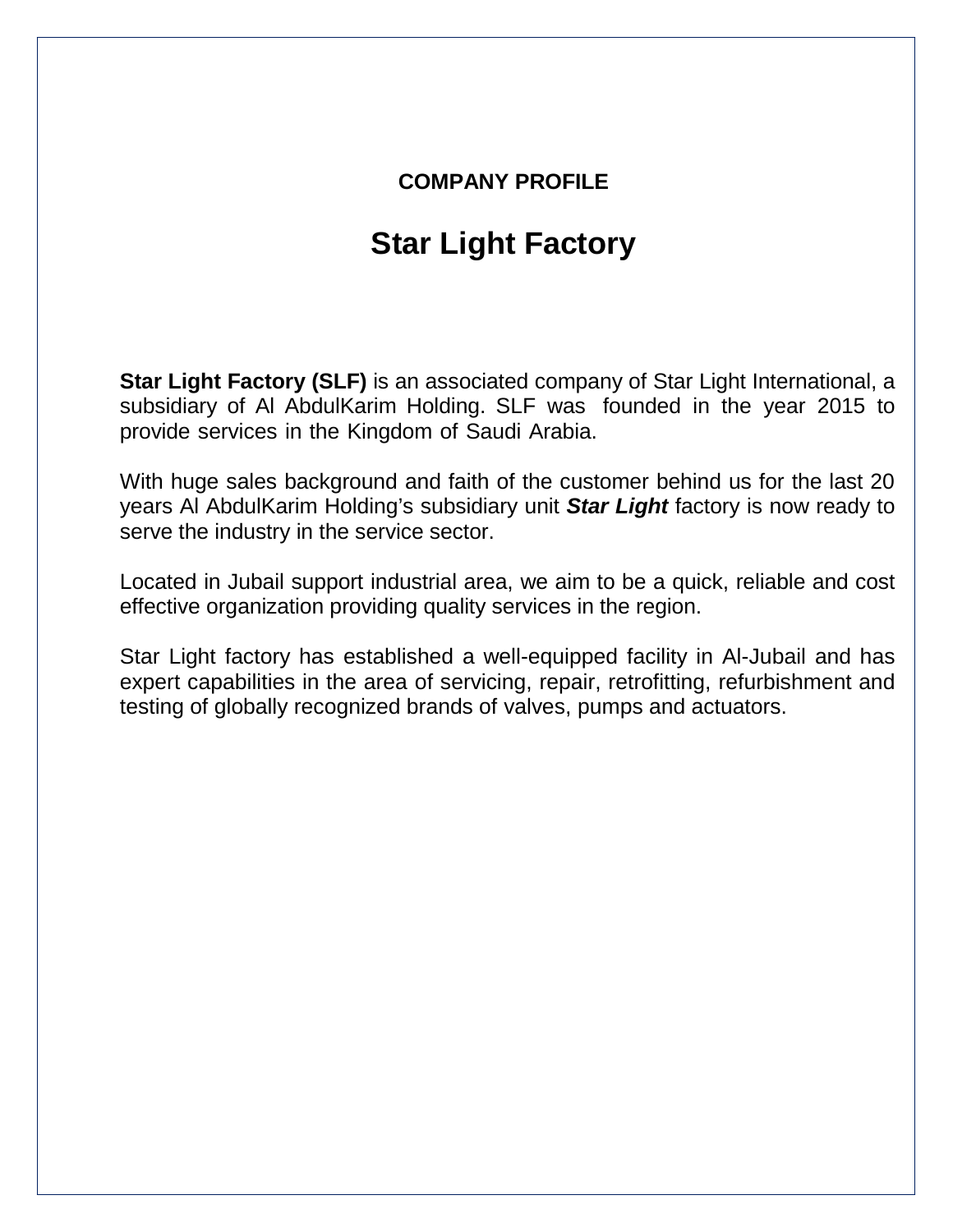**COMPANY PROFILE**

# Star Light Factory

**Star Light Factory (SLF)** is an associated company of Star Light International, a subsidiary of Al AbdulKarim Holding. SLF was founded in the year 2015 to provide services in the Kingdom of Saudi Arabia.

With huge sales background and faith of the customer behind us for the last 20 years Al AbdulKarim Holding's subsidiary unit ***Star Light*** factory is now ready to serve the industry in the service sector.

Located in Jubail support industrial area, we aim to be a quick, reliable and cost effective organization providing quality services in the region.

Star Light factory has established a well-equipped facility in Al-Jubail and has expert capabilities in the area of servicing, repair, retrofitting, refurbishment and testing of globally recognized brands of valves, pumps and actuators.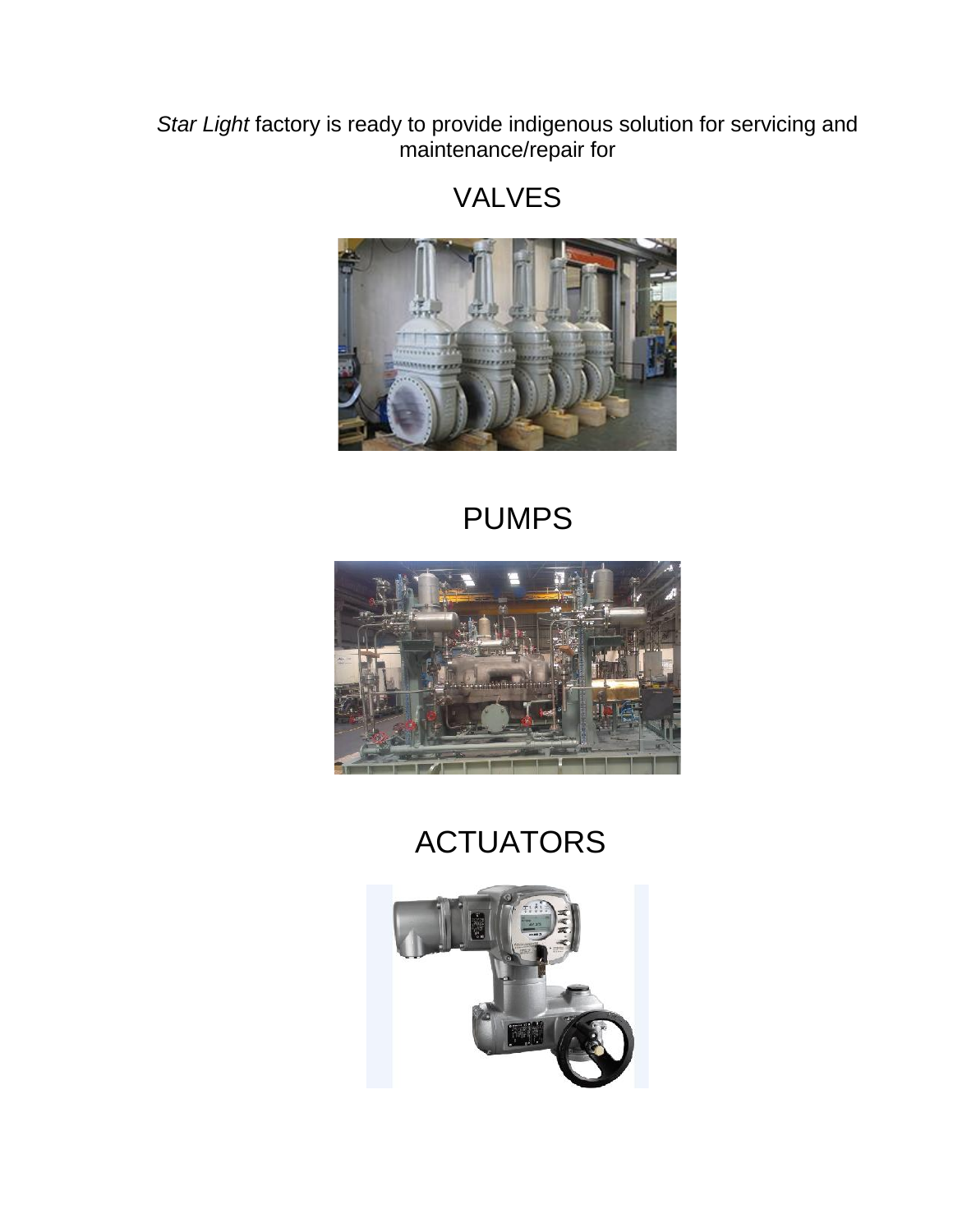*Star Light* factory is ready to provide indigenous solution for servicing and maintenance/repair for

## VALVES

## PUMPS

## ACTUATORS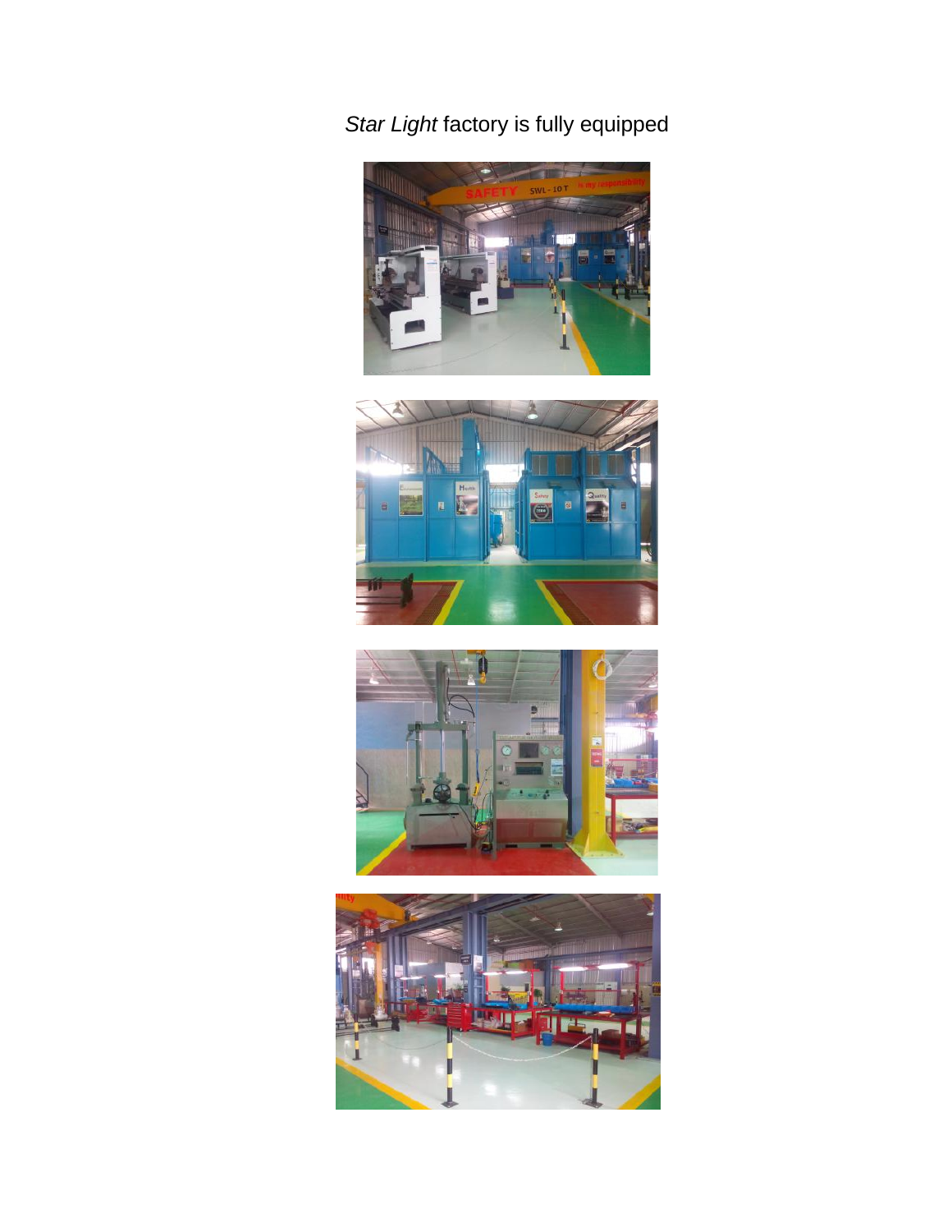*Star Light* factory is fully equipped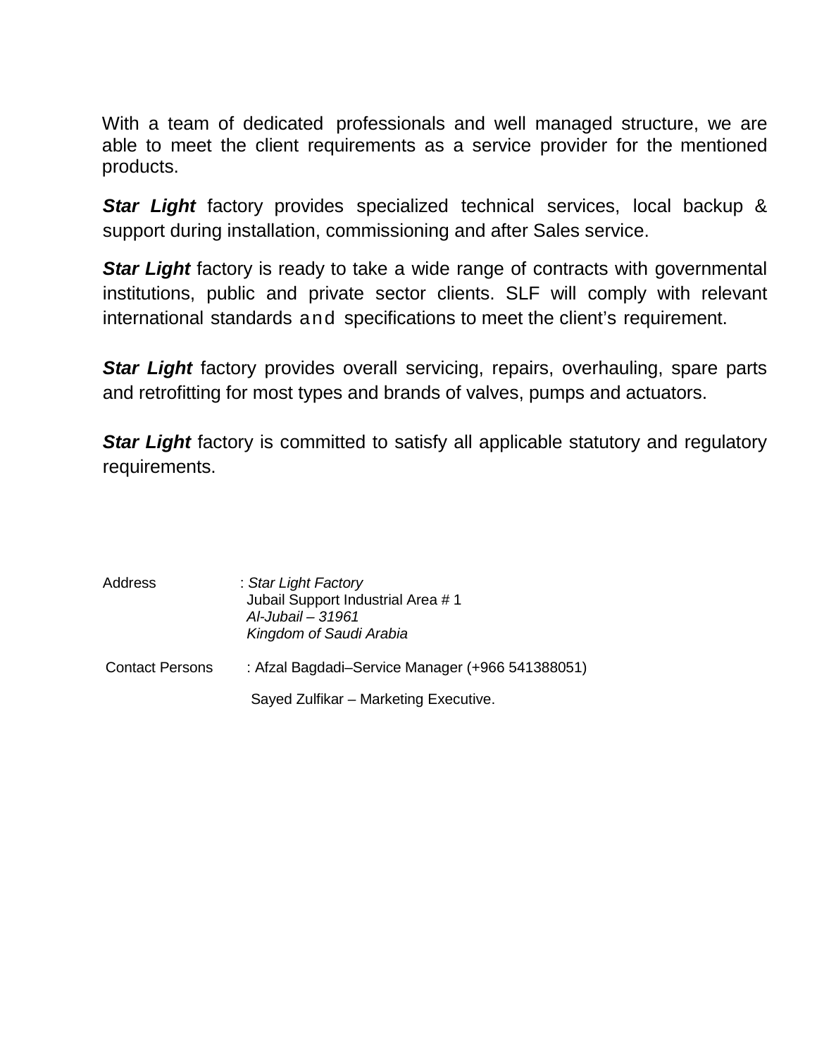With a team of dedicated professionals and well managed structure, we are able to meet the client requirements as a service provider for the mentioned products.

***Star Light*** factory provides specialized technical services, local backup & support during installation, commissioning and after Sales service.

***Star Light*** factory is ready to take a wide range of contracts with governmental institutions, public and private sector clients. SLF will comply with relevant international standards and specifications to meet the client's requirement.

***Star Light*** factory provides overall servicing, repairs, overhauling, spare parts and retrofitting for most types and brands of valves, pumps and actuators.

***Star Light*** factory is committed to satisfy all applicable statutory and regulatory requirements.

Address : *Star Light Factory*
Jubail Support Industrial Area # 1
*Al-Jubail – 31961*
*Kingdom of Saudi Arabia*

Contact Persons : Afzal Bagdadi–Service Manager (+966 541388051)
Sayed Zulfikar – Marketing Executive.